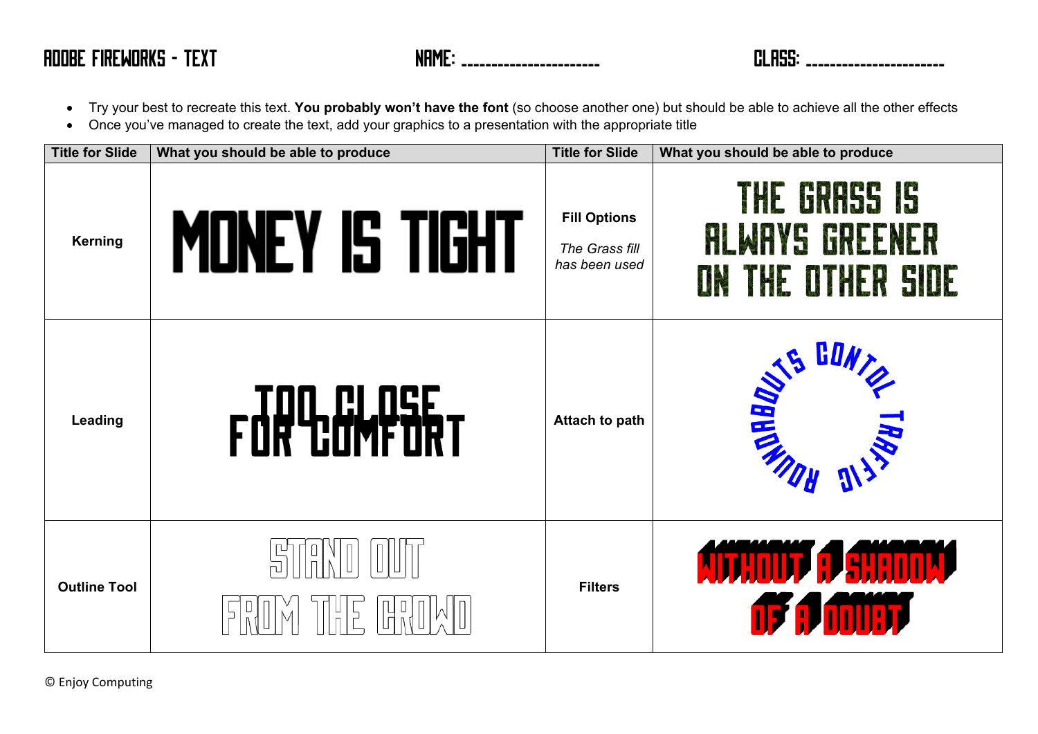# ADOBE FIREWORKS - TEXT

NAME: ______________________ CLASS: ______________________

- Try your best to recreate this text. **You probably won't have the font** (so choose another one) but should be able to achieve all the other effects
- Once you've managed to create the text, add your graphics to a presentation with the appropriate title

| Title for Slide | What you should be able to produce | Title for Slide | What you should be able to produce |
|---|---|---|---|
| **Kerning** | MONEY IS TIGHT | **Fill Options** *The Grass fill has been used* | THE GRASS IS ALWAYS GREENER ON THE OTHER SIDE |
| **Leading** | TOO CLOSE FOR COMFORT | **Attach to path** | ROUNDABOUTS CONTOL TRAFFIC |
| **Outline Tool** | STAND OUT FROM THE CROWD | **Filters** | WITHOUT A SHADOW OF A DOUBT |

© Enjoy Computing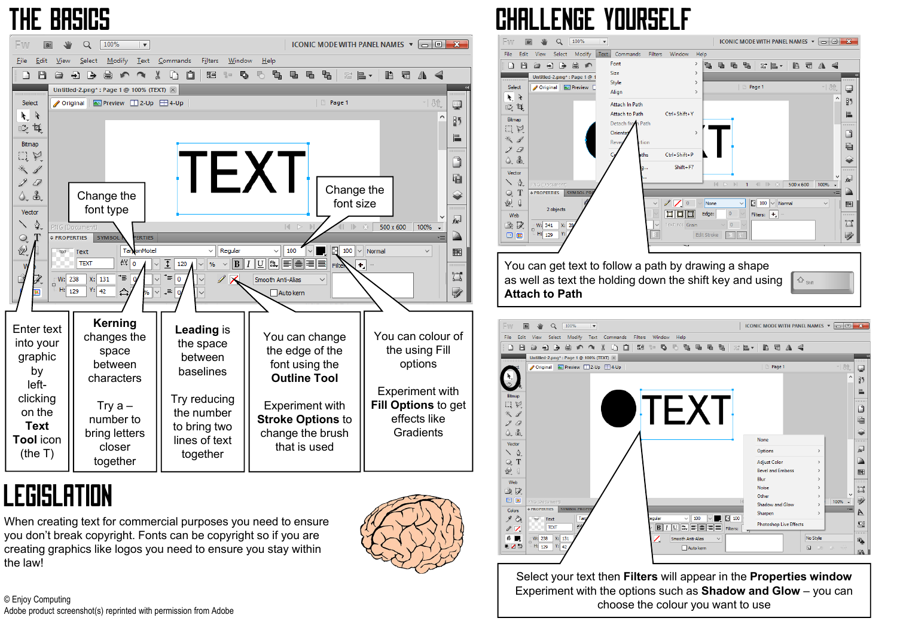# THE BASICS

Change the font type

Change the font size

Enter text into your graphic by left-clicking on the **Text Tool** icon (the T)

**Kerning** changes the space between characters

Try a – number to bring letters closer together

**Leading** is the space between baselines

Try reducing the number to bring two lines of text together

You can change the edge of the font using the **Outline Tool**

Experiment with **Stroke Options** to change the brush that is used

You can colour of the using Fill options

Experiment with **Fill Options** to get effects like Gradients

# CHALLENGE YOURSELF

You can get text to follow a path by drawing a shape as well as text the holding down the shift key and using **Attach to Path**

Select your text then **Filters** will appear in the **Properties window** Experiment with the options such as **Shadow and Glow** – you can choose the colour you want to use

# LEGISLATION

When creating text for commercial purposes you need to ensure you don't break copyright. Fonts can be copyright so if you are creating graphics like logos you need to ensure you stay within the law!

© Enjoy Computing
Adobe product screenshot(s) reprinted with permission from Adobe